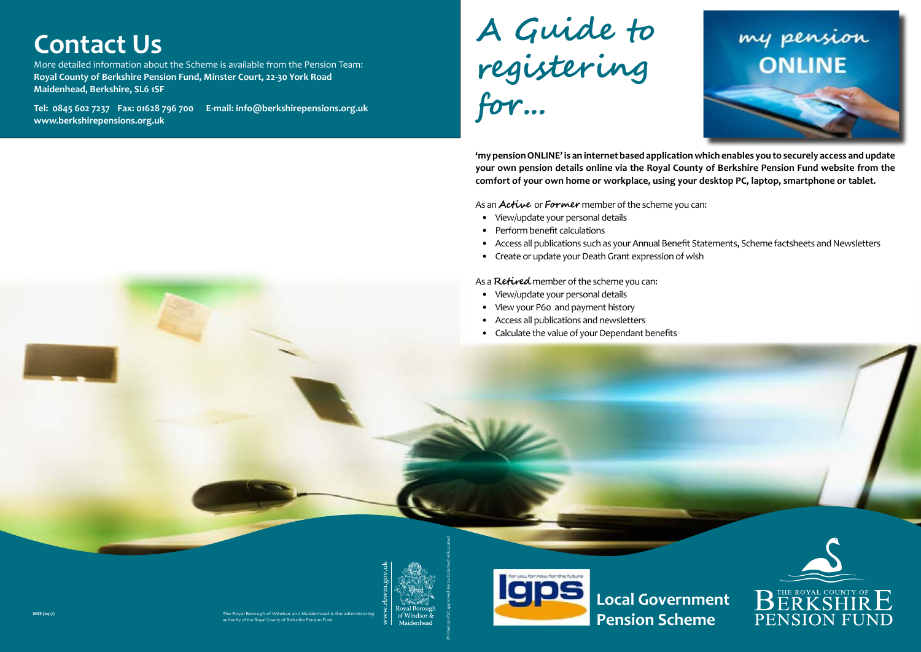# Contact Us

More detailed information about the Scheme is available from the Pension Team:
**Royal County of Berkshire Pension Fund, Minster Court, 22-30 York Road Maidenhead, Berkshire, SL6 1SF**

**Tel: 0845 602 7237 Fax: 01628 796 700 E-mail: info@berkshirepensions.org.uk**
**www.berkshirepensions.org.uk**

# A Guide to registering for...

my pension **ONLINE**

**'my pension ONLINE' is an internet based application which enables you to securely access and update your own pension details online via the Royal County of Berkshire Pension Fund website from the comfort of your own home or workplace, using your desktop PC, laptop, smartphone or tablet.**

As an ***Active*** or ***Former*** member of the scheme you can:

- View/update your personal details
- Perform benefit calculations
- Access all publications such as your Annual Benefit Statements, Scheme factsheets and Newsletters
- Create or update your Death Grant expression of wish

As a ***Retired*** member of the scheme you can:

- View/update your personal details
- View your P60 and payment history
- Access all publications and newsletters
- Calculate the value of your Dependant benefits

MSS (0417)

The Royal Borough of Windsor and Maidenhead is the administering authority of the Royal County of Berkshire Pension Fund.

www.rbwm.gov.uk

Royal Borough of Windsor & Maidenhead

Printed on FSC approved Xerox Colortech silk coated

lgps for you, for now, for the future

**Local Government Pension Scheme**

THE ROYAL COUNTY OF BERKSHIRE PENSION FUND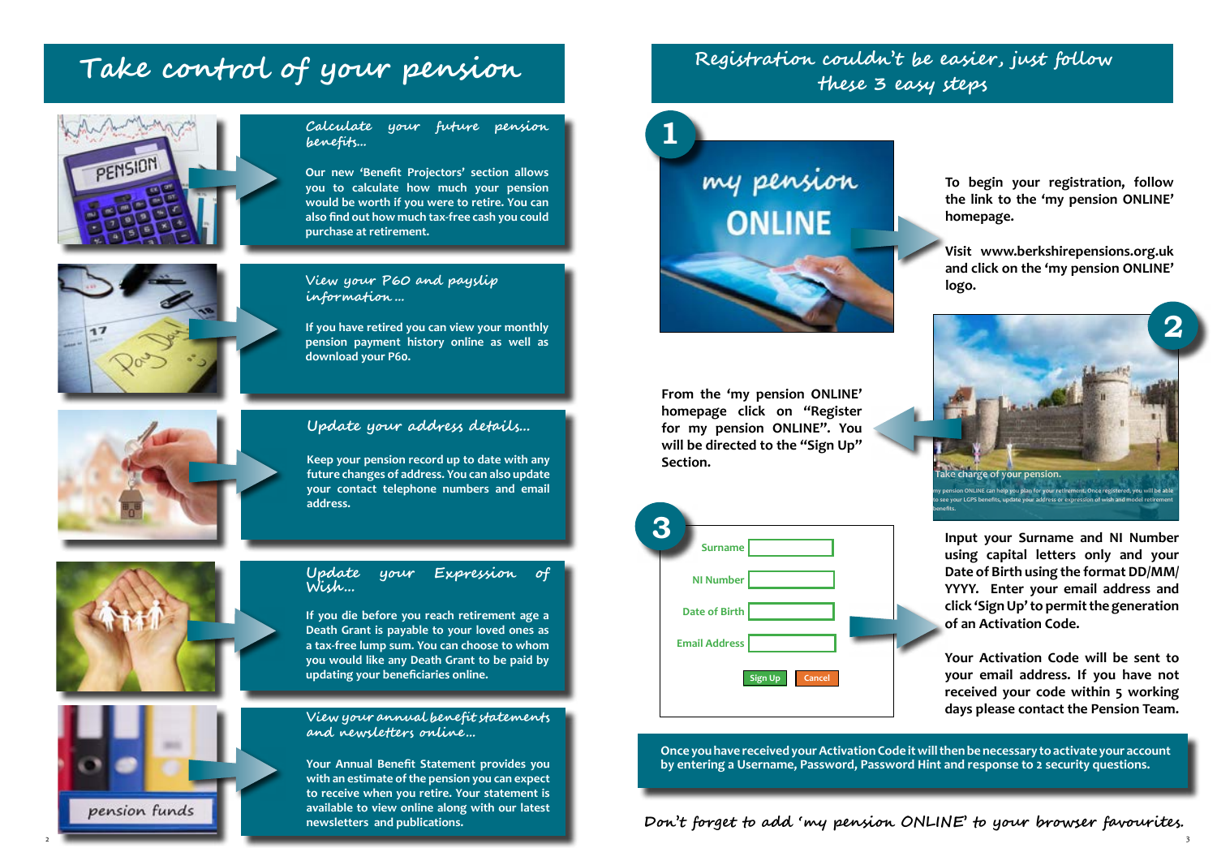# Take control of your pension

### Calculate your future pension benefits...

Our new 'Benefit Projectors' section allows you to calculate how much your pension would be worth if you were to retire. You can also find out how much tax-free cash you could purchase at retirement.

### View your P60 and payslip information ...

If you have retired you can view your monthly pension payment history online as well as download your P60.

### Update your address details...

Keep your pension record up to date with any future changes of address. You can also update your contact telephone numbers and email address.

### Update your Expression of Wish...

If you die before you reach retirement age a Death Grant is payable to your loved ones as a tax-free lump sum. You can choose to whom you would like any Death Grant to be paid by updating your beneficiaries online.

### View your annual benefit statements and newsletters online...

Your Annual Benefit Statement provides you with an estimate of the pension you can expect to receive when you retire. Your statement is available to view online along with our latest newsletters and publications.

# Registration couldn't be easier, just follow these 3 easy steps

**1**

my pension ONLINE

To begin your registration, follow the link to the 'my pension ONLINE' homepage.

Visit www.berkshirepensions.org.uk and click on the 'my pension ONLINE' logo.

**2**

Take charge of your pension.

From the 'my pension ONLINE' homepage click on "Register for my pension ONLINE". You will be directed to the "Sign Up" Section.

**3**

Surname
NI Number
Date of Birth
Email Address
Sign Up Cancel

Input your Surname and NI Number using capital letters only and your Date of Birth using the format DD/MM/YYYY. Enter your email address and click 'Sign Up' to permit the generation of an Activation Code.

Your Activation Code will be sent to your email address. If you have not received your code within 5 working days please contact the Pension Team.

Once you have received your Activation Code it will then be necessary to activate your account by entering a Username, Password, Password Hint and response to 2 security questions.

*Don't forget to add 'my pension ONLINE' to your browser favourites.*